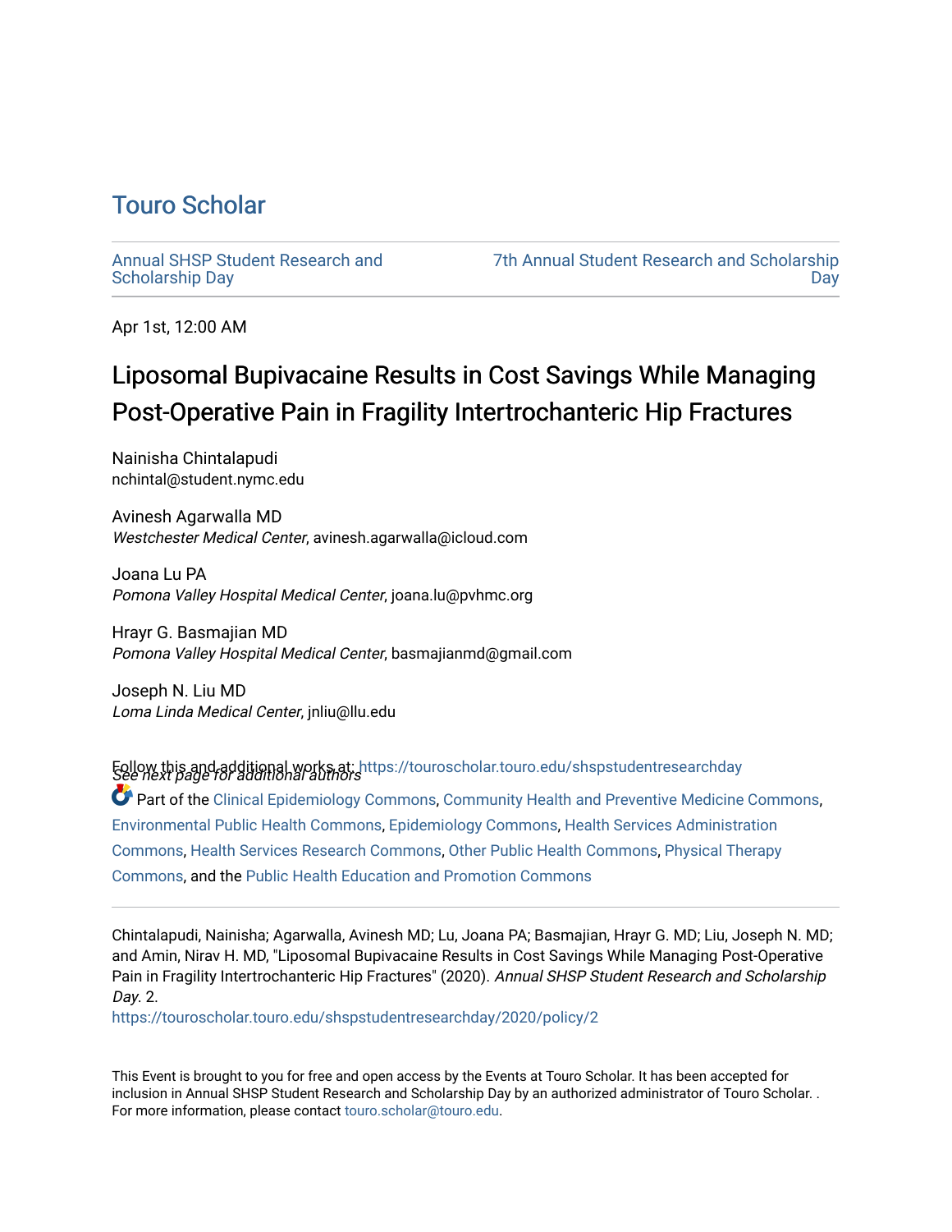# Touro Scholar

Annual SHSP Student Research and Scholarship Day

7th Annual Student Research and Scholarship Day

Apr 1st, 12:00 AM

## Liposomal Bupivacaine Results in Cost Savings While Managing Post-Operative Pain in Fragility Intertrochanteric Hip Fractures

Nainisha Chintalapudi
nchintal@student.nymc.edu

Avinesh Agarwalla MD
*Westchester Medical Center*, avinesh.agarwalla@icloud.com

Joana Lu PA
*Pomona Valley Hospital Medical Center*, joana.lu@pvhmc.org

Hrayr G. Basmajian MD
*Pomona Valley Hospital Medical Center*, basmajianmd@gmail.com

Joseph N. Liu MD
*Loma Linda Medical Center*, jnliu@llu.edu

*See next page for additional authors*

Follow this and additional works at: https://touroscholar.touro.edu/shspstudentresearchday

Part of the Clinical Epidemiology Commons, Community Health and Preventive Medicine Commons, Environmental Public Health Commons, Epidemiology Commons, Health Services Administration Commons, Health Services Research Commons, Other Public Health Commons, Physical Therapy Commons, and the Public Health Education and Promotion Commons

---

Chintalapudi, Nainisha; Agarwalla, Avinesh MD; Lu, Joana PA; Basmajian, Hrayr G. MD; Liu, Joseph N. MD; and Amin, Nirav H. MD, "Liposomal Bupivacaine Results in Cost Savings While Managing Post-Operative Pain in Fragility Intertrochanteric Hip Fractures" (2020). *Annual SHSP Student Research and Scholarship Day*. 2.
https://touroscholar.touro.edu/shspstudentresearchday/2020/policy/2

This Event is brought to you for free and open access by the Events at Touro Scholar. It has been accepted for inclusion in Annual SHSP Student Research and Scholarship Day by an authorized administrator of Touro Scholar. . For more information, please contact touro.scholar@touro.edu.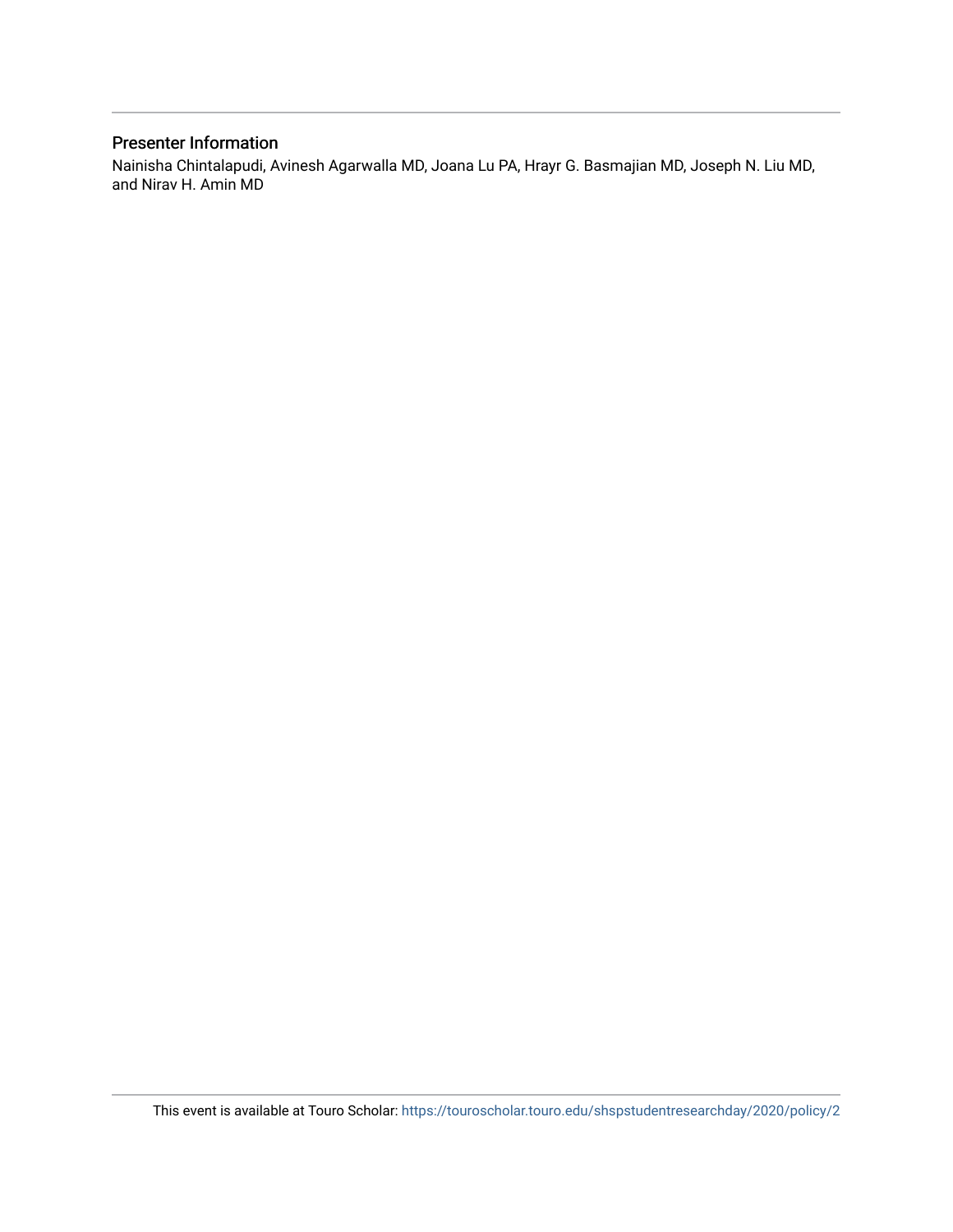## Presenter Information

Nainisha Chintalapudi, Avinesh Agarwalla MD, Joana Lu PA, Hrayr G. Basmajian MD, Joseph N. Liu MD, and Nirav H. Amin MD

This event is available at Touro Scholar: https://touroscholar.touro.edu/shspstudentresearchday/2020/policy/2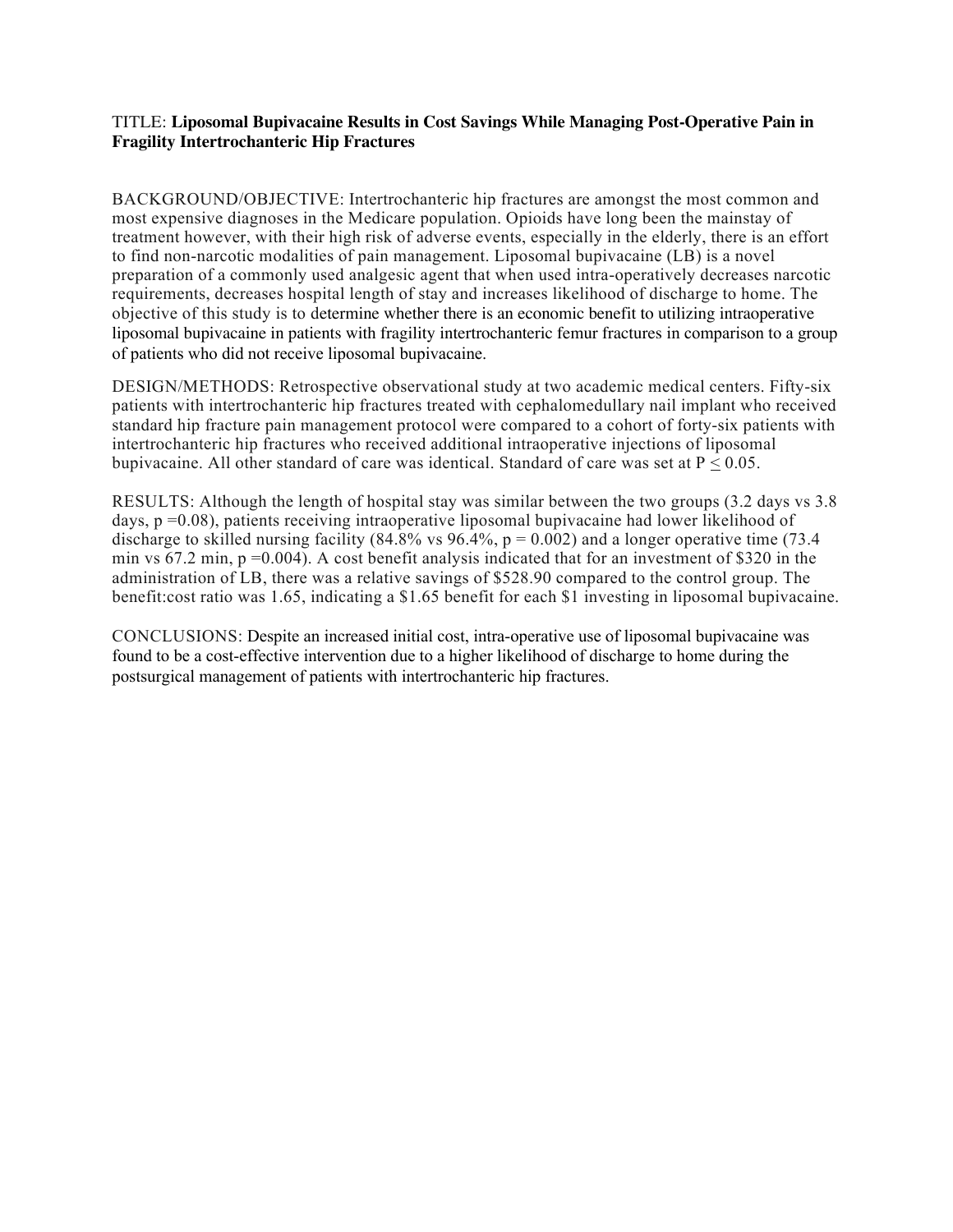TITLE: **Liposomal Bupivacaine Results in Cost Savings While Managing Post-Operative Pain in Fragility Intertrochanteric Hip Fractures**

BACKGROUND/OBJECTIVE: Intertrochanteric hip fractures are amongst the most common and most expensive diagnoses in the Medicare population. Opioids have long been the mainstay of treatment however, with their high risk of adverse events, especially in the elderly, there is an effort to find non-narcotic modalities of pain management. Liposomal bupivacaine (LB) is a novel preparation of a commonly used analgesic agent that when used intra-operatively decreases narcotic requirements, decreases hospital length of stay and increases likelihood of discharge to home. The objective of this study is to determine whether there is an economic benefit to utilizing intraoperative liposomal bupivacaine in patients with fragility intertrochanteric femur fractures in comparison to a group of patients who did not receive liposomal bupivacaine.

DESIGN/METHODS: Retrospective observational study at two academic medical centers. Fifty-six patients with intertrochanteric hip fractures treated with cephalomedullary nail implant who received standard hip fracture pain management protocol were compared to a cohort of forty-six patients with intertrochanteric hip fractures who received additional intraoperative injections of liposomal bupivacaine. All other standard of care was identical. Standard of care was set at $P \leq 0.05$.

RESULTS: Although the length of hospital stay was similar between the two groups (3.2 days vs 3.8 days, $p = 0.08$), patients receiving intraoperative liposomal bupivacaine had lower likelihood of discharge to skilled nursing facility (84.8% vs 96.4%, $p = 0.002$) and a longer operative time (73.4 min vs 67.2 min, $p = 0.004$). A cost benefit analysis indicated that for an investment of $320 in the administration of LB, there was a relative savings of $528.90 compared to the control group. The benefit:cost ratio was 1.65, indicating a $1.65 benefit for each $1 investing in liposomal bupivacaine.

CONCLUSIONS: Despite an increased initial cost, intra-operative use of liposomal bupivacaine was found to be a cost-effective intervention due to a higher likelihood of discharge to home during the postsurgical management of patients with intertrochanteric hip fractures.